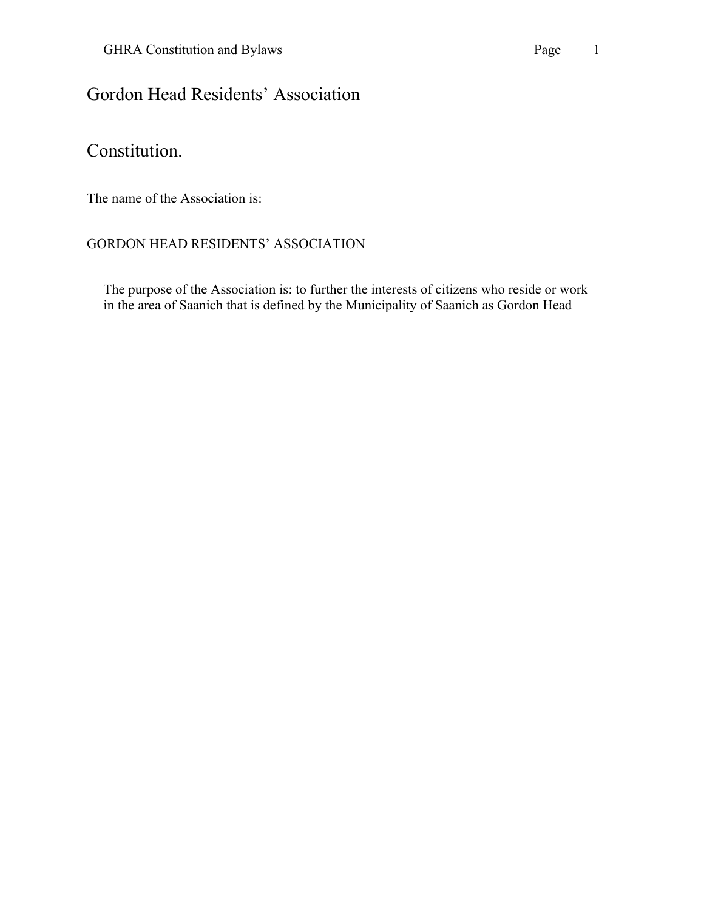# Gordon Head Residents' Association

## Constitution.

The name of the Association is:

GORDON HEAD RESIDENTS' ASSOCIATION

The purpose of the Association is: to further the interests of citizens who reside or work in the area of Saanich that is defined by the Municipality of Saanich as Gordon Head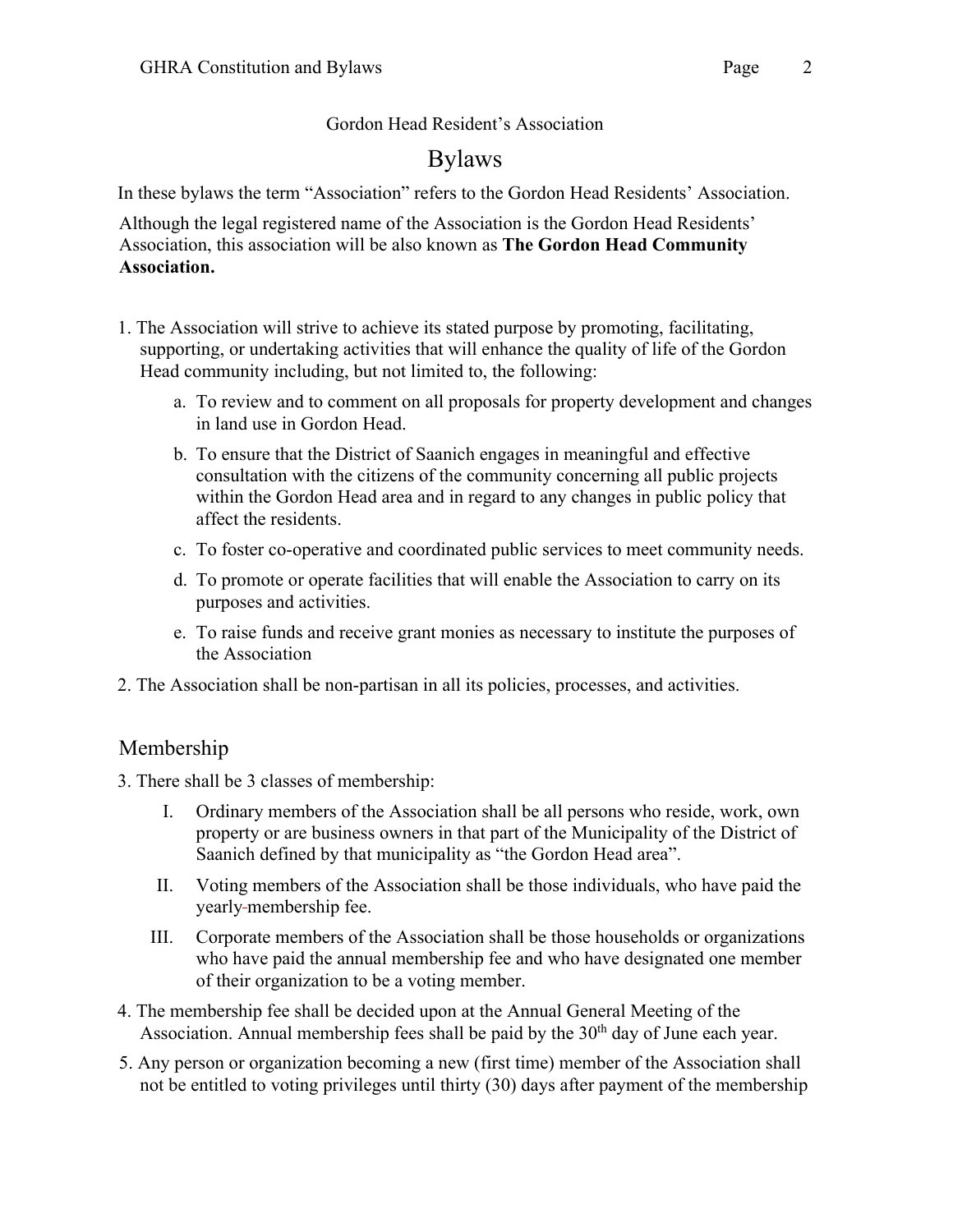Gordon Head Resident's Association

# Bylaws

In these bylaws the term "Association" refers to the Gordon Head Residents' Association.

Although the legal registered name of the Association is the Gordon Head Residents' Association, this association will be also known as **The Gordon Head Community Association.**

1. The Association will strive to achieve its stated purpose by promoting, facilitating, supporting, or undertaking activities that will enhance the quality of life of the Gordon Head community including, but not limited to, the following:
   a. To review and to comment on all proposals for property development and changes in land use in Gordon Head.
   b. To ensure that the District of Saanich engages in meaningful and effective consultation with the citizens of the community concerning all public projects within the Gordon Head area and in regard to any changes in public policy that affect the residents.
   c. To foster co-operative and coordinated public services to meet community needs.
   d. To promote or operate facilities that will enable the Association to carry on its purposes and activities.
   e. To raise funds and receive grant monies as necessary to institute the purposes of the Association
2. The Association shall be non-partisan in all its policies, processes, and activities.

## Membership

3. There shall be 3 classes of membership:
   I. Ordinary members of the Association shall be all persons who reside, work, own property or are business owners in that part of the Municipality of the District of Saanich defined by that municipality as "the Gordon Head area".
   II. Voting members of the Association shall be those individuals, who have paid the yearly membership fee.
   III. Corporate members of the Association shall be those households or organizations who have paid the annual membership fee and who have designated one member of their organization to be a voting member.
4. The membership fee shall be decided upon at the Annual General Meeting of the Association. Annual membership fees shall be paid by the 30th day of June each year.
5. Any person or organization becoming a new (first time) member of the Association shall not be entitled to voting privileges until thirty (30) days after payment of the membership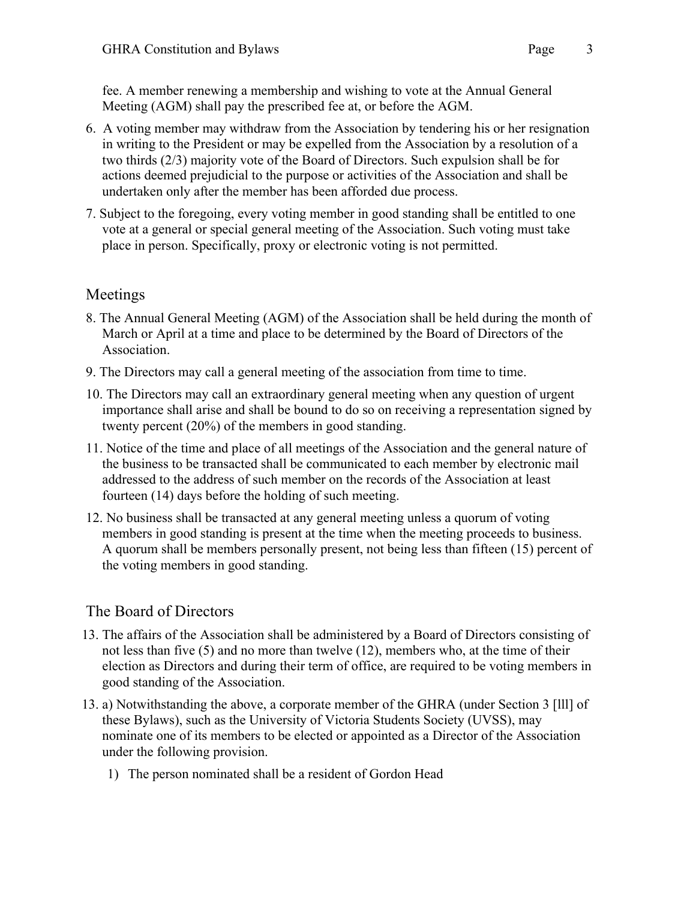fee. A member renewing a membership and wishing to vote at the Annual General Meeting (AGM) shall pay the prescribed fee at, or before the AGM.

6. A voting member may withdraw from the Association by tendering his or her resignation in writing to the President or may be expelled from the Association by a resolution of a two thirds (2/3) majority vote of the Board of Directors. Such expulsion shall be for actions deemed prejudicial to the purpose or activities of the Association and shall be undertaken only after the member has been afforded due process.
7. Subject to the foregoing, every voting member in good standing shall be entitled to one vote at a general or special general meeting of the Association. Such voting must take place in person. Specifically, proxy or electronic voting is not permitted.

## Meetings

8. The Annual General Meeting (AGM) of the Association shall be held during the month of March or April at a time and place to be determined by the Board of Directors of the Association.
9. The Directors may call a general meeting of the association from time to time.
10. The Directors may call an extraordinary general meeting when any question of urgent importance shall arise and shall be bound to do so on receiving a representation signed by twenty percent (20%) of the members in good standing.
11. Notice of the time and place of all meetings of the Association and the general nature of the business to be transacted shall be communicated to each member by electronic mail addressed to the address of such member on the records of the Association at least fourteen (14) days before the holding of such meeting.
12. No business shall be transacted at any general meeting unless a quorum of voting members in good standing is present at the time when the meeting proceeds to business. A quorum shall be members personally present, not being less than fifteen (15) percent of the voting members in good standing.

## The Board of Directors

13. The affairs of the Association shall be administered by a Board of Directors consisting of not less than five (5) and no more than twelve (12), members who, at the time of their election as Directors and during their term of office, are required to be voting members in good standing of the Association.

13. a) Notwithstanding the above, a corporate member of the GHRA (under Section 3 [lll] of these Bylaws), such as the University of Victoria Students Society (UVSS), may nominate one of its members to be elected or appointed as a Director of the Association under the following provision.

    1) The person nominated shall be a resident of Gordon Head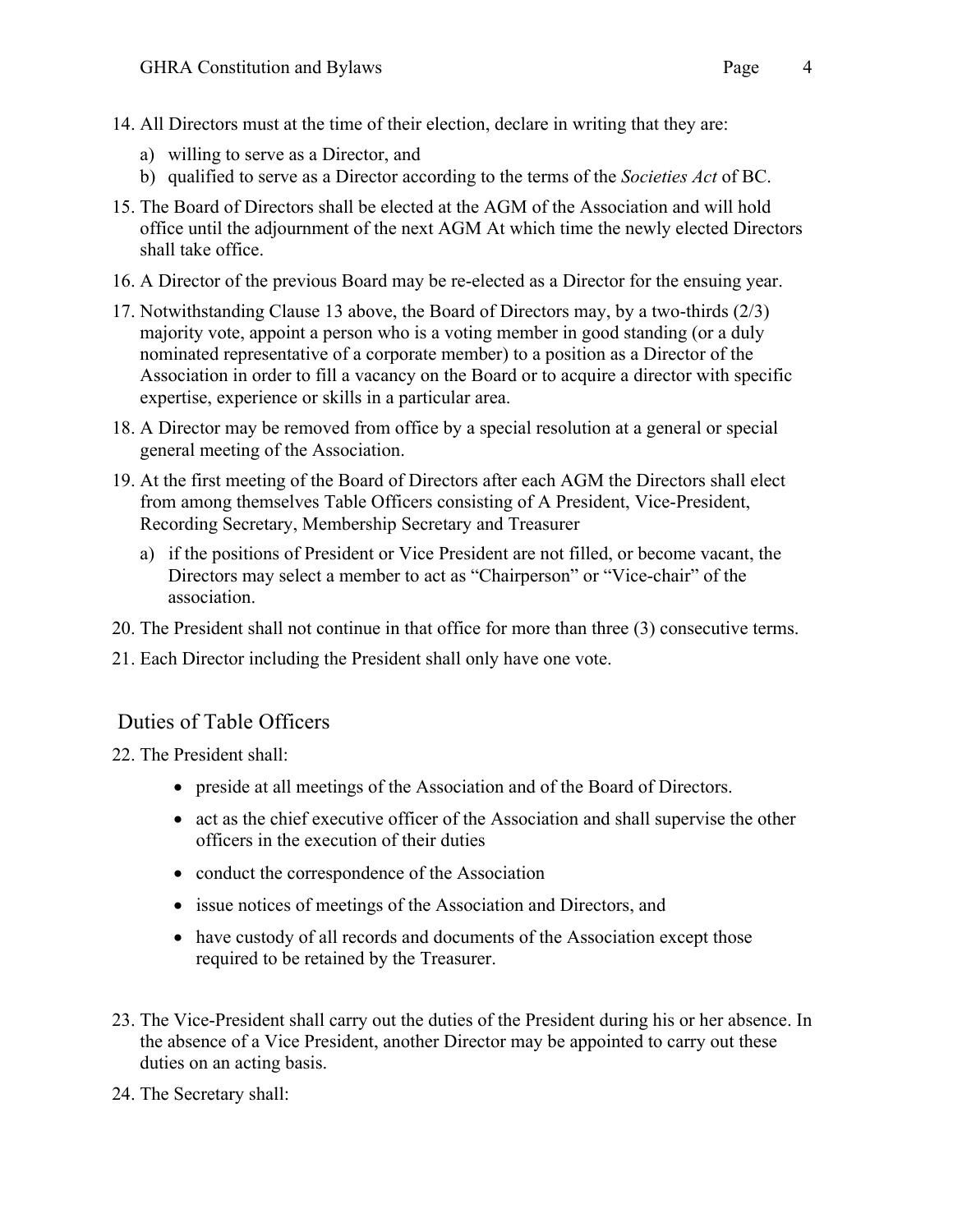14. All Directors must at the time of their election, declare in writing that they are:
    a) willing to serve as a Director, and
    b) qualified to serve as a Director according to the terms of the *Societies Act* of BC.
15. The Board of Directors shall be elected at the AGM of the Association and will hold office until the adjournment of the next AGM At which time the newly elected Directors shall take office.
16. A Director of the previous Board may be re-elected as a Director for the ensuing year.
17. Notwithstanding Clause 13 above, the Board of Directors may, by a two-thirds (2/3) majority vote, appoint a person who is a voting member in good standing (or a duly nominated representative of a corporate member) to a position as a Director of the Association in order to fill a vacancy on the Board or to acquire a director with specific expertise, experience or skills in a particular area.
18. A Director may be removed from office by a special resolution at a general or special general meeting of the Association.
19. At the first meeting of the Board of Directors after each AGM the Directors shall elect from among themselves Table Officers consisting of A President, Vice-President, Recording Secretary, Membership Secretary and Treasurer
    a) if the positions of President or Vice President are not filled, or become vacant, the Directors may select a member to act as "Chairperson" or "Vice-chair" of the association.
20. The President shall not continue in that office for more than three (3) consecutive terms.
21. Each Director including the President shall only have one vote.

## Duties of Table Officers

22. The President shall:
    - preside at all meetings of the Association and of the Board of Directors.
    - act as the chief executive officer of the Association and shall supervise the other officers in the execution of their duties
    - conduct the correspondence of the Association
    - issue notices of meetings of the Association and Directors, and
    - have custody of all records and documents of the Association except those required to be retained by the Treasurer.
23. The Vice-President shall carry out the duties of the President during his or her absence. In the absence of a Vice President, another Director may be appointed to carry out these duties on an acting basis.
24. The Secretary shall: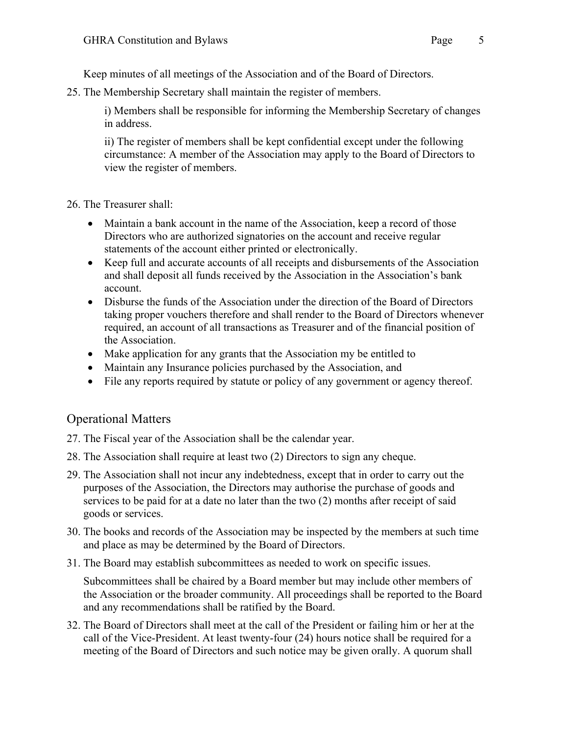Keep minutes of all meetings of the Association and of the Board of Directors.

25. The Membership Secretary shall maintain the register of members.

    i) Members shall be responsible for informing the Membership Secretary of changes in address.

    ii) The register of members shall be kept confidential except under the following circumstance: A member of the Association may apply to the Board of Directors to view the register of members.

26. The Treasurer shall:

    - Maintain a bank account in the name of the Association, keep a record of those Directors who are authorized signatories on the account and receive regular statements of the account either printed or electronically.
    - Keep full and accurate accounts of all receipts and disbursements of the Association and shall deposit all funds received by the Association in the Association's bank account.
    - Disburse the funds of the Association under the direction of the Board of Directors taking proper vouchers therefore and shall render to the Board of Directors whenever required, an account of all transactions as Treasurer and of the financial position of the Association.
    - Make application for any grants that the Association my be entitled to
    - Maintain any Insurance policies purchased by the Association, and
    - File any reports required by statute or policy of any government or agency thereof.

## Operational Matters

27. The Fiscal year of the Association shall be the calendar year.

28. The Association shall require at least two (2) Directors to sign any cheque.

29. The Association shall not incur any indebtedness, except that in order to carry out the purposes of the Association, the Directors may authorise the purchase of goods and services to be paid for at a date no later than the two (2) months after receipt of said goods or services.

30. The books and records of the Association may be inspected by the members at such time and place as may be determined by the Board of Directors.

31. The Board may establish subcommittees as needed to work on specific issues.

    Subcommittees shall be chaired by a Board member but may include other members of the Association or the broader community. All proceedings shall be reported to the Board and any recommendations shall be ratified by the Board.

32. The Board of Directors shall meet at the call of the President or failing him or her at the call of the Vice-President. At least twenty-four (24) hours notice shall be required for a meeting of the Board of Directors and such notice may be given orally. A quorum shall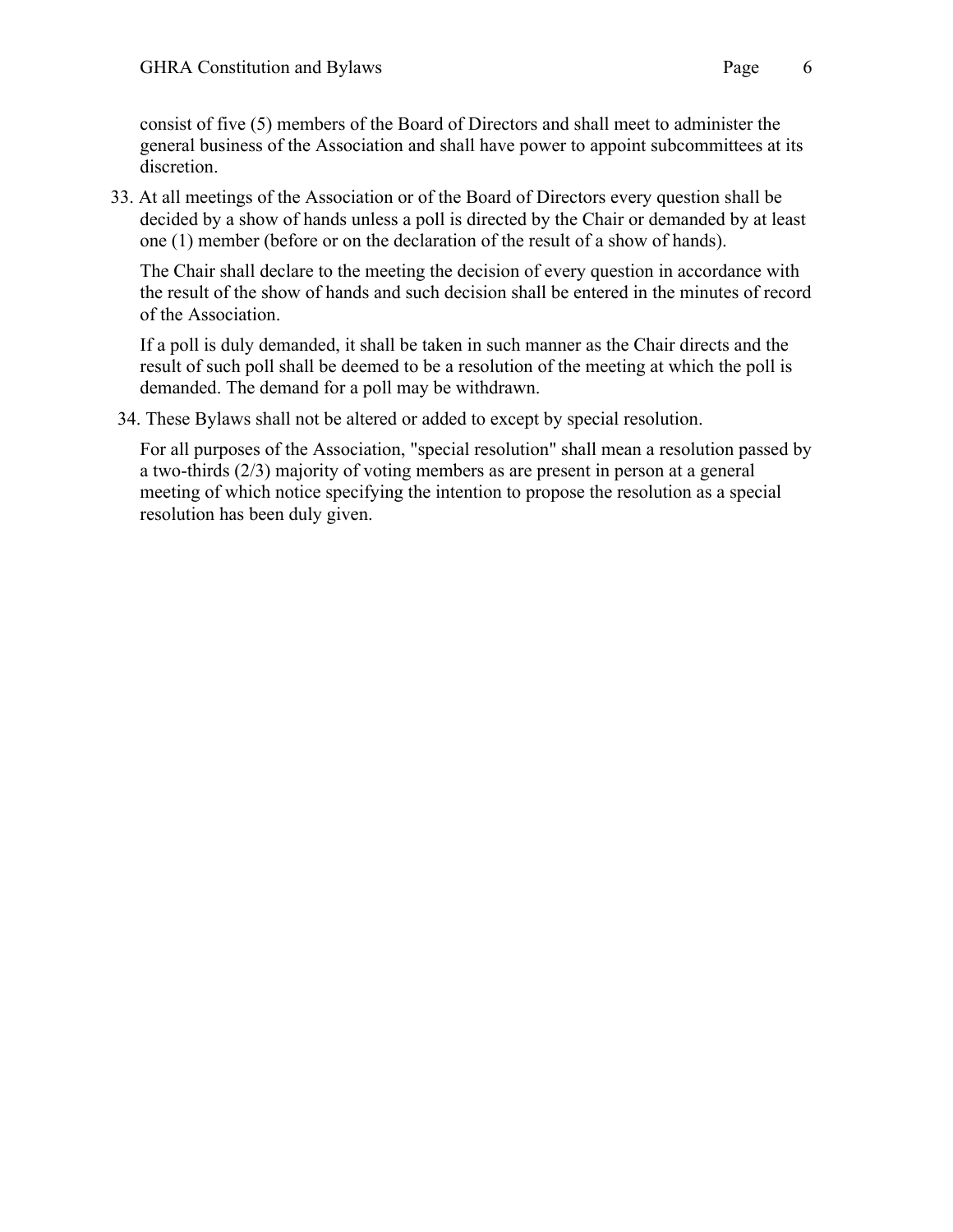consist of five (5) members of the Board of Directors and shall meet to administer the general business of the Association and shall have power to appoint subcommittees at its discretion.

33. At all meetings of the Association or of the Board of Directors every question shall be decided by a show of hands unless a poll is directed by the Chair or demanded by at least one (1) member (before or on the declaration of the result of a show of hands).

    The Chair shall declare to the meeting the decision of every question in accordance with the result of the show of hands and such decision shall be entered in the minutes of record of the Association.

    If a poll is duly demanded, it shall be taken in such manner as the Chair directs and the result of such poll shall be deemed to be a resolution of the meeting at which the poll is demanded. The demand for a poll may be withdrawn.

34. These Bylaws shall not be altered or added to except by special resolution.

    For all purposes of the Association, "special resolution" shall mean a resolution passed by a two-thirds (2/3) majority of voting members as are present in person at a general meeting of which notice specifying the intention to propose the resolution as a special resolution has been duly given.